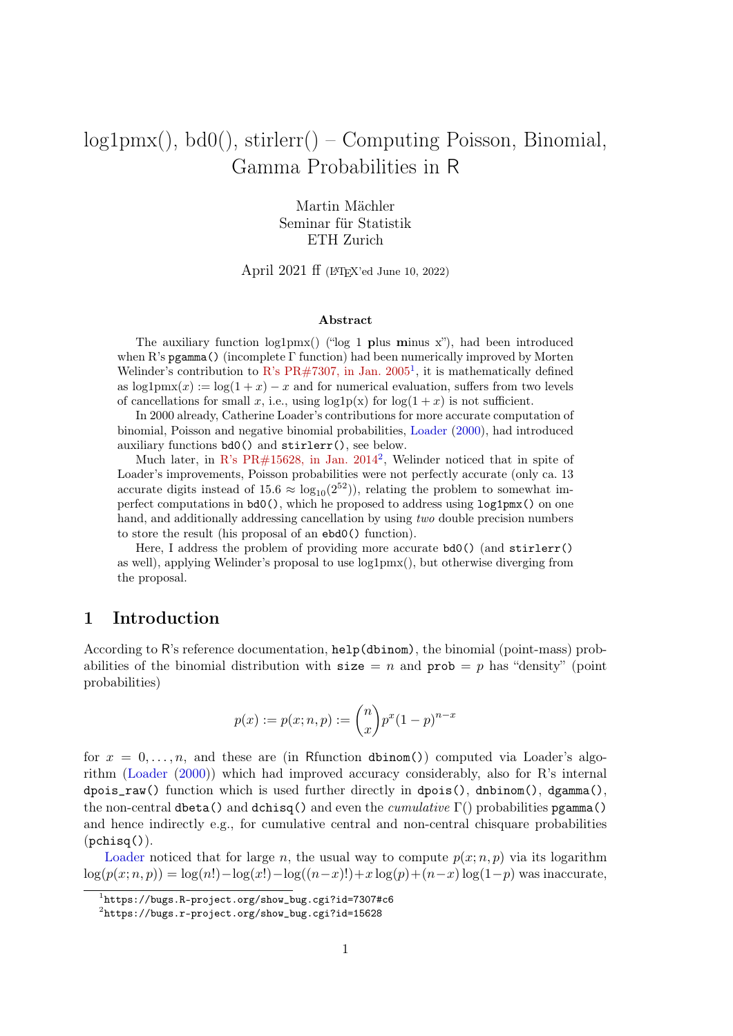# log1pmx(), bd0(), stirlerr() – Computing Poisson, Binomial, Gamma Probabilities in R

Martin Mächler
Seminar für Statistik
ETH Zurich

April 2021 ff (LaTeX'ed June 10, 2022)

### Abstract

The auxiliary function log1pmx() ("log 1 **p**lus **m**inus x"), had been introduced when R's `pgamma()` (incomplete Γ function) had been numerically improved by Morten Welinder's contribution to R's PR#7307, in Jan. 2005[1], it is mathematically defined as $\text{log1pmx}(x) := \log(1 + x) - x$ and for numerical evaluation, suffers from two levels of cancellations for small $x$, i.e., using log1p(x) for $\log(1 + x)$ is not sufficient.

In 2000 already, Catherine Loader's contributions for more accurate computation of binomial, Poisson and negative binomial probabilities, Loader (2000), had introduced auxiliary functions `bd0()` and `stirlerr()`, see below.

Much later, in R's PR#15628, in Jan. 2014[2], Welinder noticed that in spite of Loader's improvements, Poisson probabilities were not perfectly accurate (only ca. 13 accurate digits instead of $15.6 \approx \log_{10}(2^{52})$), relating the problem to somewhat imperfect computations in `bd0()`, which he proposed to address using `log1pmx()` on one hand, and additionally addressing cancellation by using *two* double precision numbers to store the result (his proposal of an `ebd0()` function).

Here, I address the problem of providing more accurate `bd0()` (and `stirlerr()` as well), applying Welinder's proposal to use log1pmx(), but otherwise diverging from the proposal.

## 1 Introduction

According to R's reference documentation, `help(dbinom)`, the binomial (point-mass) probabilities of the binomial distribution with `size` = $n$ and `prob` = $p$ has "density" (point probabilities)

$$p(x) := p(x; n, p) := \binom{n}{x} p^x (1 - p)^{n-x}$$

for $x = 0, \ldots, n$, and these are (in Rfunction `dbinom()`) computed via Loader's algorithm (Loader (2000)) which had improved accuracy considerably, also for R's internal `dpois_raw()` function which is used further directly in `dpois()`, `dnbinom()`, `dgamma()`, the non-central `dbeta()` and `dchisq()` and even the *cumulative* Γ() probabilities `pgamma()` and hence indirectly e.g., for cumulative central and non-central chisquare probabilities (`pchisq()`).

Loader noticed that for large $n$, the usual way to compute $p(x; n, p)$ via its logarithm $\log(p(x; n, p)) = \log(n!) - \log(x!) - \log((n-x)!) + x \log(p) + (n-x) \log(1-p)$ was inaccurate,

[1] https://bugs.R-project.org/show_bug.cgi?id=7307#c6
[2] https://bugs.r-project.org/show_bug.cgi?id=15628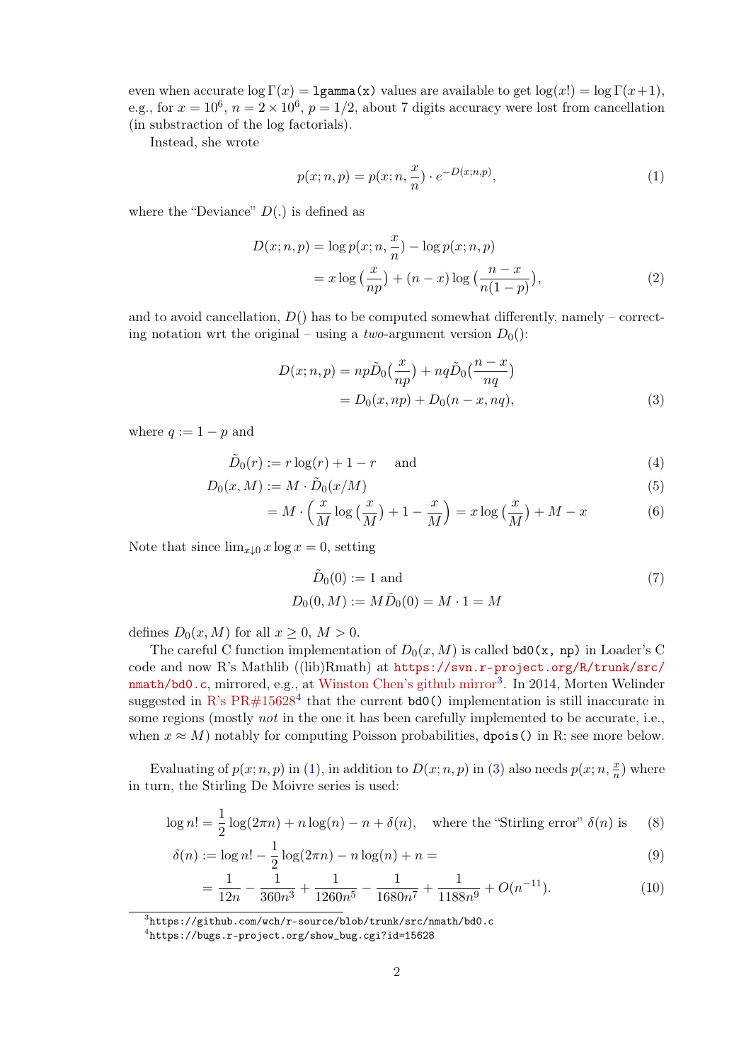even when accurate $\log\Gamma(x) =$ `lgamma(x)` values are available to get $\log(x!) = \log\Gamma(x+1)$, e.g., for $x = 10^6$, $n = 2 \times 10^6$, $p = 1/2$, about 7 digits accuracy were lost from cancellation (in substraction of the log factorials).

Instead, she wrote

$$p(x; n, p) = p(x; n, \frac{x}{n}) \cdot e^{-D(x;n,p)}, \tag{1}$$

where the "Deviance" $D(.)$ is defined as

$$\begin{aligned} D(x; n, p) &= \log p(x; n, \frac{x}{n}) - \log p(x; n, p) \\ &= x \log\big(\frac{x}{np}\big) + (n - x) \log\big(\frac{n - x}{n(1 - p)}\big), \end{aligned} \tag{2}$$

and to avoid cancellation, $D()$ has to be computed somewhat differently, namely – correcting notation wrt the original – using a *two*-argument version $D_0()$:

$$\begin{aligned} D(x; n, p) &= np\tilde{D}_0\big(\frac{x}{np}\big) + nq\tilde{D}_0\big(\frac{n - x}{nq}\big) \\ &= D_0(x, np) + D_0(n - x, nq), \end{aligned} \tag{3}$$

where $q := 1 - p$ and

$$\tilde{D}_0(r) := r \log(r) + 1 - r \quad \text{ and} \tag{4}$$

$$D_0(x, M) := M \cdot \tilde{D}_0(x/M) \tag{5}$$

$$= M \cdot \Big(\frac{x}{M} \log\big(\frac{x}{M}\big) + 1 - \frac{x}{M}\Big) = x \log\big(\frac{x}{M}\big) + M - x \tag{6}$$

Note that since $\lim_{x \downarrow 0} x \log x = 0$, setting

$$\begin{aligned} \tilde{D}_0(0) &:= 1 \text{ and} \\ D_0(0, M) &:= M\tilde{D}_0(0) = M \cdot 1 = M \end{aligned} \tag{7}$$

defines $D_0(x, M)$ for all $x \ge 0$, $M > 0$.

The careful C function implementation of $D_0(x, M)$ is called `bd0(x, np)` in Loader's C code and now R's Mathlib ((lib)Rmath) at https://svn.r-project.org/R/trunk/src/nmath/bd0.c, mirrored, e.g., at Winston Chen's github mirror[3]. In 2014, Morten Welinder suggested in R's PR#15628[4] that the current `bd0()` implementation is still inaccurate in some regions (mostly *not* in the one it has been carefully implemented to be accurate, i.e., when $x \approx M$) notably for computing Poisson probabilities, `dpois()` in R; see more below.

Evaluating of $p(x; n, p)$ in (1), in addition to $D(x; n, p)$ in (3) also needs $p(x; n, \frac{x}{n})$ where in turn, the Stirling De Moivre series is used:

$$\log n! = \frac{1}{2} \log(2\pi n) + n \log(n) - n + \delta(n), \quad \text{where the "Stirling error" } \delta(n) \text{ is} \tag{8}$$

$$\delta(n) := \log n! - \frac{1}{2} \log(2\pi n) - n \log(n) + n = \tag{9}$$

$$= \frac{1}{12n} - \frac{1}{360n^3} + \frac{1}{1260n^5} - \frac{1}{1680n^7} + \frac{1}{1188n^9} + O(n^{-11}). \tag{10}$$

[3] https://github.com/wch/r-source/blob/trunk/src/nmath/bd0.c

[4] https://bugs.r-project.org/show_bug.cgi?id=15628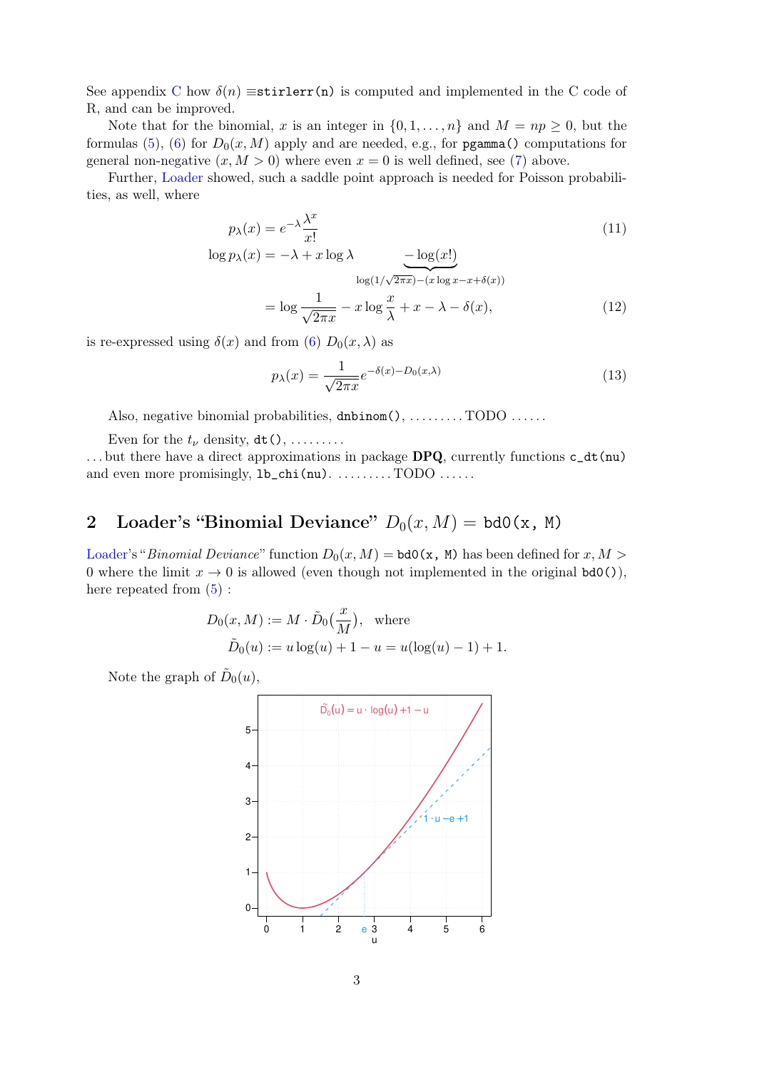See appendix C how $\delta(n) \equiv$`stirlerr(n)` is computed and implemented in the C code of R, and can be improved.

Note that for the binomial, $x$ is an integer in $\{0, 1, \ldots, n\}$ and $M = np \geq 0$, but the formulas (5), (6) for $D_0(x, M)$ apply and are needed, e.g., for `pgamma()` computations for general non-negative $(x, M > 0)$ where even $x = 0$ is well defined, see (7) above.

Further, Loader showed, such a saddle point approach is needed for Poisson probabilities, as well, where

$$p_\lambda(x) = e^{-\lambda} \frac{\lambda^x}{x!} \tag{11}$$

$$\log p_\lambda(x) = -\lambda + x \log \lambda \underbrace{- \log(x!)}_{\log(1/\sqrt{2\pi x}) - (x \log x - x + \delta(x))}$$

$$= \log \frac{1}{\sqrt{2\pi x}} - x \log \frac{x}{\lambda} + x - \lambda - \delta(x), \tag{12}$$

is re-expressed using $\delta(x)$ and from (6) $D_0(x, \lambda)$ as

$$p_\lambda(x) = \frac{1}{\sqrt{2\pi x}} e^{-\delta(x) - D_0(x,\lambda)} \tag{13}$$

Also, negative binomial probabilities, `dnbinom()`, ......... TODO ......

Even for the $t_\nu$ density, `dt()`, .........
... but there have a direct approximations in package **DPQ**, currently functions `c_dt(nu)` and even more promisingly, `lb_chi(nu)`. ......... TODO ......

## 2 Loader's "Binomial Deviance" $D_0(x, M) =$ `bd0(x, M)`

Loader's "*Binomial Deviance*" function $D_0(x, M) =$ `bd0(x, M)` has been defined for $x, M > 0$ where the limit $x \to 0$ is allowed (even though not implemented in the original `bd0()`), here repeated from (5) :

$$D_0(x, M) := M \cdot \tilde{D}_0\left(\frac{x}{M}\right), \quad \text{where}$$
$$\tilde{D}_0(u) := u \log(u) + 1 - u = u(\log(u) - 1) + 1.$$

Note the graph of $\tilde{D}_0(u)$,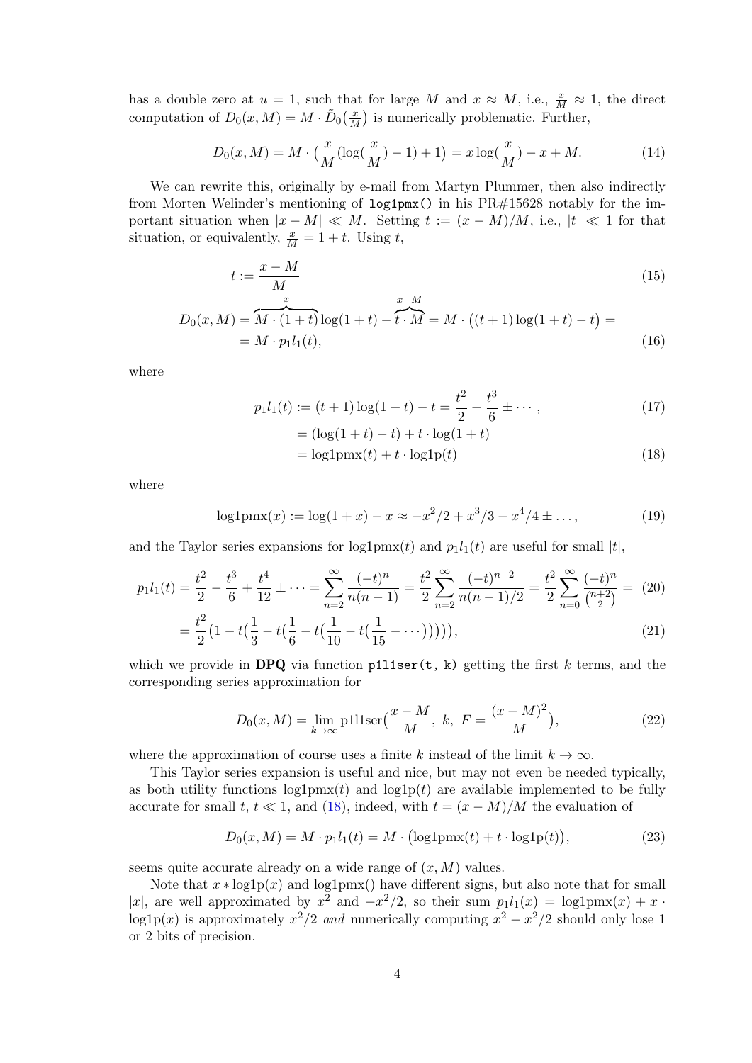has a double zero at $u = 1$, such that for large $M$ and $x \approx M$, i.e., $\frac{x}{M} \approx 1$, the direct computation of $D_0(x, M) = M \cdot \tilde{D}_0\big(\frac{x}{M}\big)$ is numerically problematic. Further,

$$D_0(x, M) = M \cdot \big(\frac{x}{M}(\log(\frac{x}{M}) - 1) + 1\big) = x \log(\frac{x}{M}) - x + M. \tag{14}$$

We can rewrite this, originally by e-mail from Martyn Plummer, then also indirectly from Morten Welinder's mentioning of `log1pmx()` in his PR#15628 notably for the important situation when $|x - M| \ll M$. Setting $t := (x - M)/M$, i.e., $|t| \ll 1$ for that situation, or equivalently, $\frac{x}{M} = 1 + t$. Using $t$,

$$t := \frac{x - M}{M} \tag{15}$$

$$\begin{aligned} D_0(x, M) &= \overbrace{M \cdot (1+t)}^{x} \log(1+t) - \overbrace{t \cdot M}^{x-M} = M \cdot \big((t+1)\log(1+t) - t\big) = \\ &= M \cdot p_1 l_1(t), \end{aligned} \tag{16}$$

where

$$\begin{aligned} p_1 l_1(t) &:= (t+1)\log(1+t) - t = \frac{t^2}{2} - \frac{t^3}{6} \pm \cdots, \qquad (17) \\ &= (\log(1+t) - t) + t \cdot \log(1+t) \\ &= \text{log1pmx}(t) + t \cdot \text{log1p}(t) \qquad (18) \end{aligned}$$

where

$$\text{log1pmx}(x) := \log(1+x) - x \approx -x^2/2 + x^3/3 - x^4/4 \pm \ldots, \tag{19}$$

and the Taylor series expansions for $\text{log1pmx}(t)$ and $p_1 l_1(t)$ are useful for small $|t|$,

$$\begin{aligned} p_1 l_1(t) &= \frac{t^2}{2} - \frac{t^3}{6} + \frac{t^4}{12} \pm \cdots = \sum_{n=2}^{\infty} \frac{(-t)^n}{n(n-1)} = \frac{t^2}{2} \sum_{n=2}^{\infty} \frac{(-t)^{n-2}}{n(n-1)/2} = \frac{t^2}{2} \sum_{n=0}^{\infty} \frac{(-t)^n}{\binom{n+2}{2}} = \qquad (20) \\ &= \frac{t^2}{2}\Big(1 - t\big(\frac{1}{3} - t\big(\frac{1}{6} - t\big(\frac{1}{10} - t\big(\frac{1}{15} - \cdots\big)\big)\big)\big)\Big), \qquad (21) \end{aligned}$$

which we provide in **DPQ** via function `p1l1ser(t, k)` getting the first $k$ terms, and the corresponding series approximation for

$$D_0(x, M) = \lim_{k \to \infty} \text{p1l1ser}\big(\frac{x - M}{M},\ k,\ F = \frac{(x - M)^2}{M}\big), \tag{22}$$

where the approximation of course uses a finite $k$ instead of the limit $k \to \infty$.

This Taylor series expansion is useful and nice, but may not even be needed typically, as both utility functions $\text{log1pmx}(t)$ and $\text{log1p}(t)$ are available implemented to be fully accurate for small $t$, $t \ll 1$, and (18), indeed, with $t = (x - M)/M$ the evaluation of

$$D_0(x, M) = M \cdot p_1 l_1(t) = M \cdot \big(\text{log1pmx}(t) + t \cdot \text{log1p}(t)\big), \tag{23}$$

seems quite accurate already on a wide range of $(x, M)$ values.

Note that $x * \text{log1p}(x)$ and log1pmx() have different signs, but also note that for small $|x|$, are well approximated by $x^2$ and $-x^2/2$, so their sum $p_1 l_1(x) = \text{log1pmx}(x) + x \cdot \text{log1p}(x)$ is approximately $x^2/2$ *and* numerically computing $x^2 - x^2/2$ should only lose 1 or 2 bits of precision.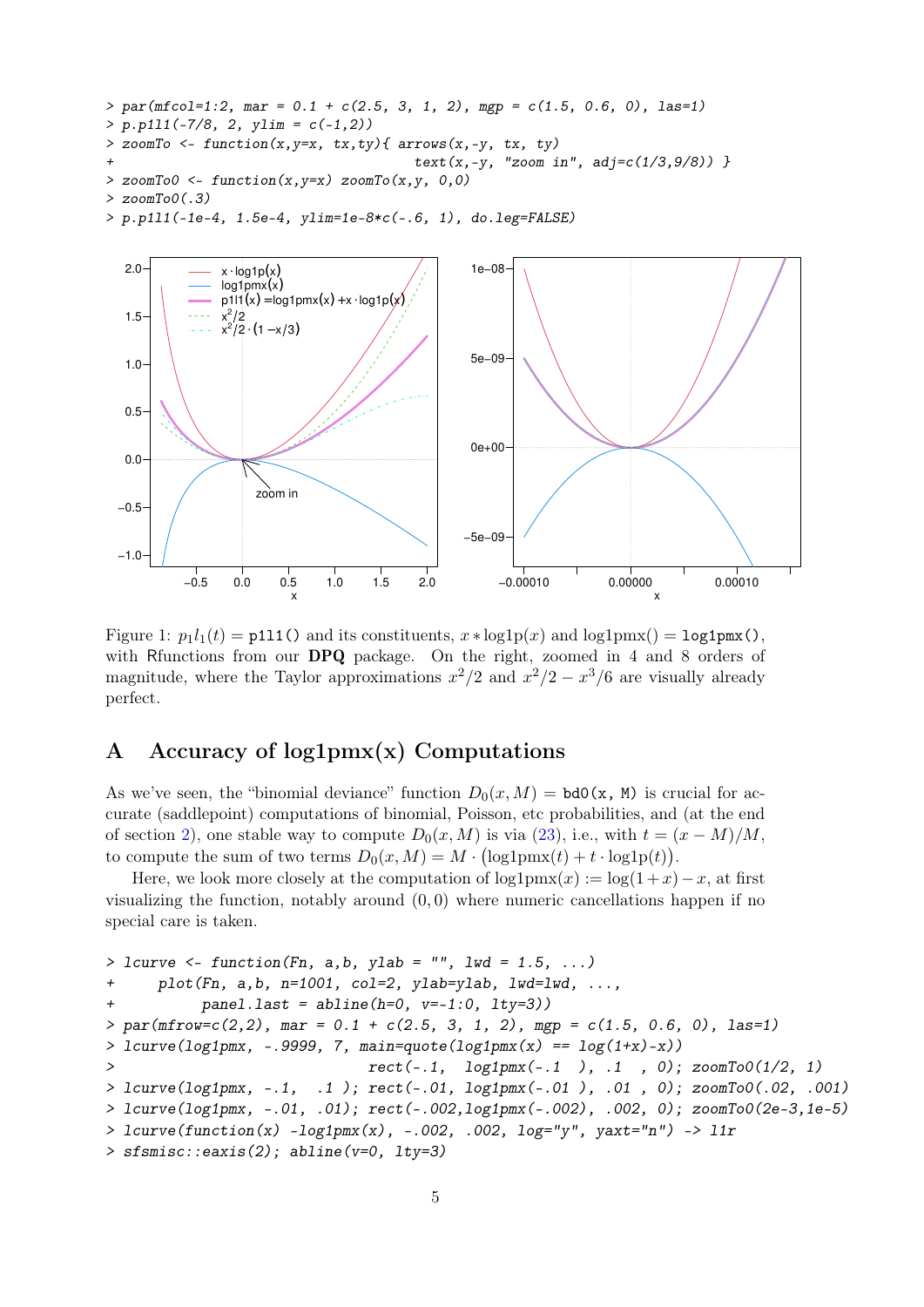```
> par(mfcol=1:2, mar = 0.1 + c(2.5, 3, 1, 2), mgp = c(1.5, 0.6, 0), las=1)
> p.p1l1(-7/8, 2, ylim = c(-1,2))
> zoomTo <- function(x,y=x, tx,ty){ arrows(x,-y, tx, ty)
+                                   text(x,-y, "zoom in", adj=c(1/3,9/8)) }
> zoomTo0 <- function(x,y=x) zoomTo(x,y, 0,0)
> zoomTo0(.3)
> p.p1l1(-1e-4, 1.5e-4, ylim=1e-8*c(-.6, 1), do.leg=FALSE)
```

Figure 1: $p_1l_1(t)$ = `p1l1()` and its constituents, $x * \text{log1p}(x)$ and log1pmx() = `log1pmx()`, with Rfunctions from our **DPQ** package. On the right, zoomed in 4 and 8 orders of magnitude, where the Taylor approximations $x^2/2$ and $x^2/2 - x^3/6$ are visually already perfect.

## A Accuracy of log1pmx(x) Computations

As we've seen, the "binomial deviance" function $D_0(x, M)$ = `bd0(x, M)` is crucial for accurate (saddlepoint) computations of binomial, Poisson, etc probabilities, and (at the end of section 2), one stable way to compute $D_0(x, M)$ is via (23), i.e., with $t = (x - M)/M$, to compute the sum of two terms $D_0(x, M) = M \cdot (\text{log1pmx}(t) + t \cdot \text{log1p}(t))$.

Here, we look more closely at the computation of $\text{log1pmx}(x) := \log(1+x) - x$, at first visualizing the function, notably around $(0, 0)$ where numeric cancellations happen if no special care is taken.

```
> lcurve <- function(Fn, a,b, ylab = "", lwd = 1.5, ...)
+     plot(Fn, a,b, n=1001, col=2, ylab=ylab, lwd=lwd, ...,
+          panel.last = abline(h=0, v=-1:0, lty=3))
> par(mfrow=c(2,2), mar = 0.1 + c(2.5, 3, 1, 2), mgp = c(1.5, 0.6, 0), las=1)
> lcurve(log1pmx, -.9999, 7, main=quote(log1pmx(x) == log(1+x)-x))
>                             rect(-.1,  log1pmx(-.1  ), .1  , 0); zoomTo0(1/2, 1)
> lcurve(log1pmx, -.1,  .1 ); rect(-.01, log1pmx(-.01 ), .01 , 0); zoomTo0(.02, .001)
> lcurve(log1pmx, -.01, .01); rect(-.002,log1pmx(-.002), .002, 0); zoomTo0(2e-3,1e-5)
> lcurve(function(x) -log1pmx(x), -.002, .002, log="y", yaxt="n") -> l1r
> sfsmisc::eaxis(2); abline(v=0, lty=3)
```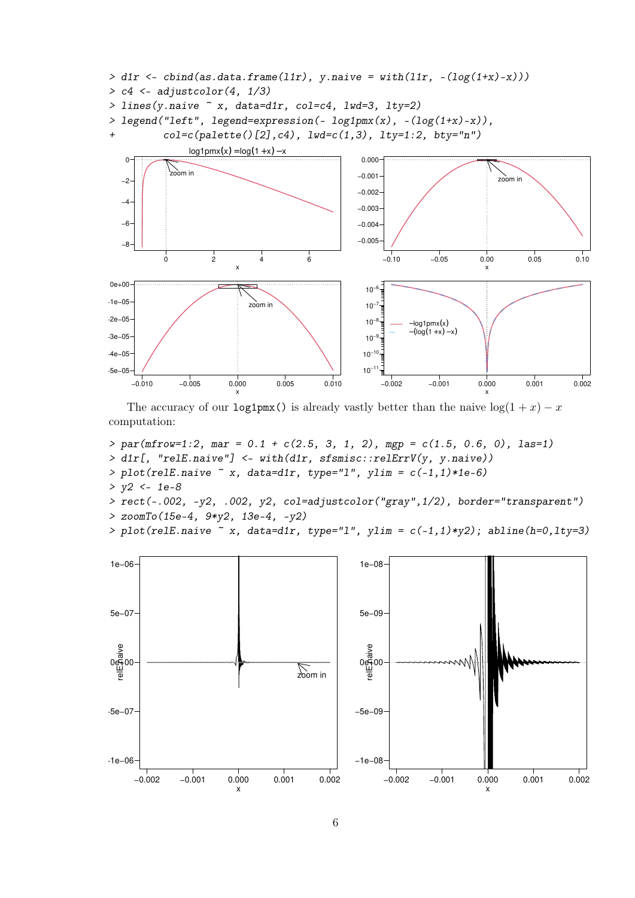```
> d1r <- cbind(as.data.frame(l1r), y.naive = with(l1r, -(log(1+x)-x)))
> c4 <- adjustcolor(4, 1/3)
> lines(y.naive ~ x, data=d1r, col=c4, lwd=3, lty=2)
> legend("left", legend=expression(- log1pmx(x), -(log(1+x)-x)),
+        col=c(palette()[2],c4), lwd=c(1,3), lty=1:2, bty="n")
```

The accuracy of our `log1pmx()` is already vastly better than the naive $\log(1+x) - x$ computation:

```
> par(mfrow=1:2, mar = 0.1 + c(2.5, 3, 1, 2), mgp = c(1.5, 0.6, 0), las=1)
> d1r[, "relE.naive"] <- with(d1r, sfsmisc::relErrV(y, y.naive))
> plot(relE.naive ~ x, data=d1r, type="l", ylim = c(-1,1)*1e-6)
> y2 <- 1e-8
> rect(-.002, -y2, .002, y2, col=adjustcolor("gray",1/2), border="transparent")
> zoomTo(15e-4, 9*y2, 13e-4, -y2)
> plot(relE.naive ~ x, data=d1r, type="l", ylim = c(-1,1)*y2); abline(h=0,lty=3)
```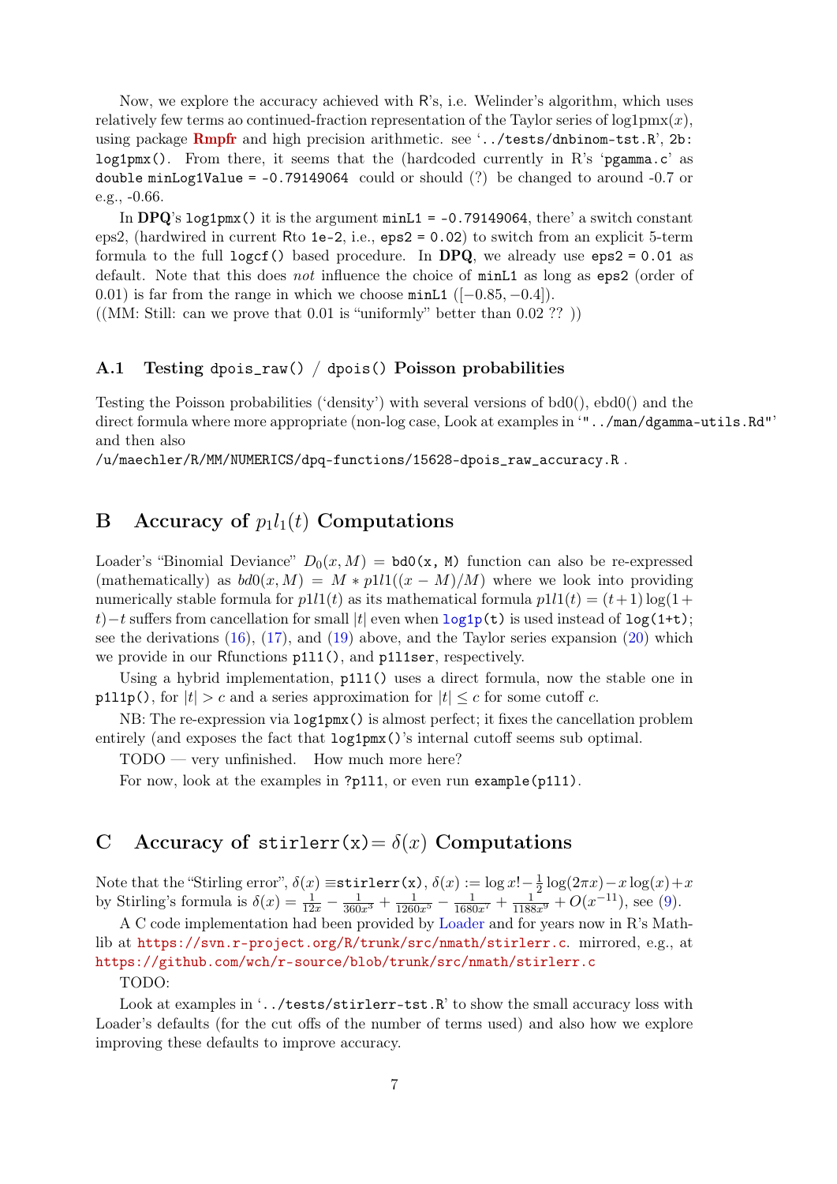Now, we explore the accuracy achieved with R's, i.e. Welinder's algorithm, which uses relatively few terms ao continued-fraction representation of the Taylor series of log1pmx($x$), using package **Rmpfr** and high precision arithmetic. see '`../tests/dnbinom-tst.R`', `2b: log1pmx()`. From there, it seems that the (hardcoded currently in R's '`pgamma.c`' as `double minLog1Value = -0.79149064` could or should (?) be changed to around -0.7 or e.g., -0.66.

In **DPQ**'s `log1pmx()` it is the argument `minL1 = -0.79149064`, there' a switch constant eps2, (hardwired in current Rto `1e-2`, i.e., `eps2 = 0.02`) to switch from an explicit 5-term formula to the full `logcf()` based procedure. In **DPQ**, we already use `eps2 = 0.01` as default. Note that this does *not* influence the choice of `minL1` as long as `eps2` (order of 0.01) is far from the range in which we choose `minL1` ($[-0.85, -0.4]$).
((MM: Still: can we prove that 0.01 is "uniformly" better than 0.02 ?? ))

### A.1 Testing `dpois_raw()` / `dpois()` Poisson probabilities

Testing the Poisson probabilities ('density') with several versions of bd0(), ebd0() and the direct formula where more appropriate (non-log case, Look at examples in '`"../man/dgamma-utils.Rd"`' and then also
`/u/maechler/R/MM/NUMERICS/dpq-functions/15628-dpois_raw_accuracy.R` .

## B Accuracy of $p_1l_1(t)$ Computations

Loader's "Binomial Deviance" $D_0(x, M)$ = `bd0(x, M)` function can also be re-expressed (mathematically) as $bd0(x, M) = M * p1l1((x - M)/M)$ where we look into providing numerically stable formula for $p1l1(t)$ as its mathematical formula $p1l1(t) = (t+1)\log(1+t)-t$ suffers from cancellation for small $|t|$ even when `log1p(t)` is used instead of `log(1+t)`; see the derivations (16), (17), and (19) above, and the Taylor series expansion (20) which we provide in our Rfunctions `p1l1()`, and `p1l1ser`, respectively.

Using a hybrid implementation, `p1l1()` uses a direct formula, now the stable one in `p1l1p()`, for $|t| > c$ and a series approximation for $|t| \le c$ for some cutoff $c$.

NB: The re-expression via `log1pmx()` is almost perfect; it fixes the cancellation problem entirely (and exposes the fact that `log1pmx()`'s internal cutoff seems sub optimal.

TODO — very unfinished. How much more here?

For now, look at the examples in `?p1l1`, or even run `example(p1l1)`.

## C Accuracy of `stirlerr(x)`= $\delta(x)$ Computations

Note that the "Stirling error", $\delta(x) \equiv$`stirlerr(x)`, $\delta(x) := \log x! - \frac{1}{2}\log(2\pi x) - x\log(x) + x$ by Stirling's formula is $\delta(x) = \frac{1}{12x} - \frac{1}{360x^3} + \frac{1}{1260x^5} - \frac{1}{1680x^7} + \frac{1}{1188x^9} + O(x^{-11})$, see (9).

A C code implementation had been provided by Loader and for years now in R's Mathlib at https://svn.r-project.org/R/trunk/src/nmath/stirlerr.c. mirrored, e.g., at https://github.com/wch/r-source/blob/trunk/src/nmath/stirlerr.c

TODO:

Look at examples in '`../tests/stirlerr-tst.R`' to show the small accuracy loss with Loader's defaults (for the cut offs of the number of terms used) and also how we explore improving these defaults to improve accuracy.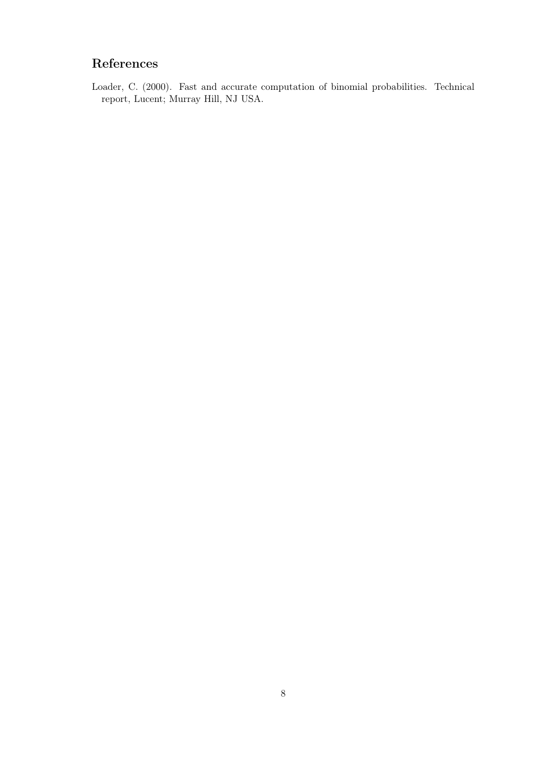# References

Loader, C. (2000). Fast and accurate computation of binomial probabilities. Technical report, Lucent; Murray Hill, NJ USA.